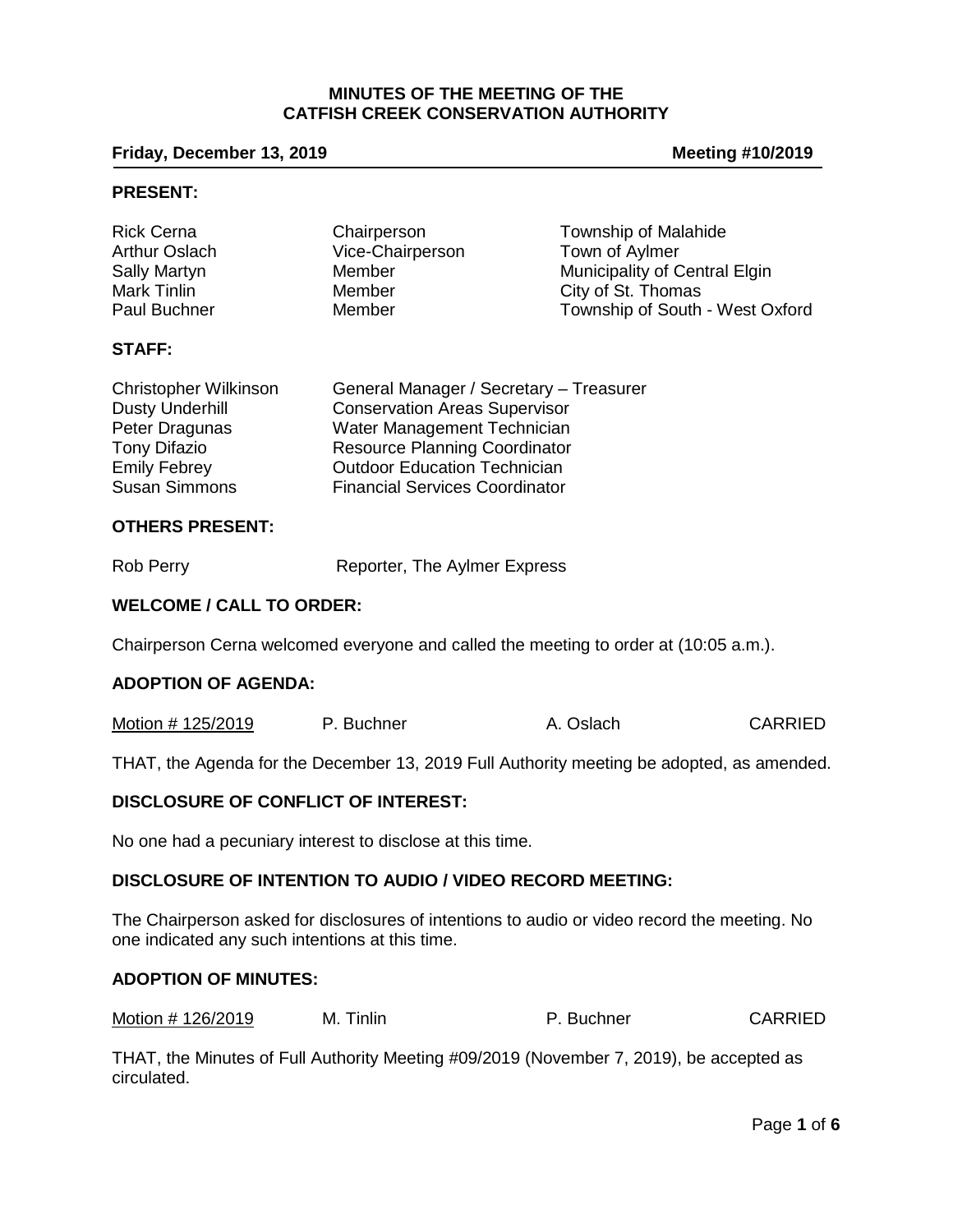# MINUTES OF THE MEETING OF THE CATFISH CREEK CONSERVATION AUTHORITY

**Friday, December 13, 2019** **Meeting #10/2019**

## PRESENT:

| | | |
|---|---|---|
| Rick Cerna | Chairperson | Township of Malahide |
| Arthur Oslach | Vice-Chairperson | Town of Aylmer |
| Sally Martyn | Member | Municipality of Central Elgin |
| Mark Tinlin | Member | City of St. Thomas |
| Paul Buchner | Member | Township of South - West Oxford |

## STAFF:

| | |
|---|---|
| Christopher Wilkinson | General Manager / Secretary – Treasurer |
| Dusty Underhill | Conservation Areas Supervisor |
| Peter Dragunas | Water Management Technician |
| Tony Difazio | Resource Planning Coordinator |
| Emily Febrey | Outdoor Education Technician |
| Susan Simmons | Financial Services Coordinator |

## OTHERS PRESENT:

Rob Perry Reporter, The Aylmer Express

## WELCOME / CALL TO ORDER:

Chairperson Cerna welcomed everyone and called the meeting to order at (10:05 a.m.).

## ADOPTION OF AGENDA:

| Motion # 125/2019 | P. Buchner | A. Oslach | CARRIED |
|---|---|---|---|

THAT, the Agenda for the December 13, 2019 Full Authority meeting be adopted, as amended.

## DISCLOSURE OF CONFLICT OF INTEREST:

No one had a pecuniary interest to disclose at this time.

## DISCLOSURE OF INTENTION TO AUDIO / VIDEO RECORD MEETING:

The Chairperson asked for disclosures of intentions to audio or video record the meeting. No one indicated any such intentions at this time.

## ADOPTION OF MINUTES:

| Motion # 126/2019 | M. Tinlin | P. Buchner | CARRIED |
|---|---|---|---|

THAT, the Minutes of Full Authority Meeting #09/2019 (November 7, 2019), be accepted as circulated.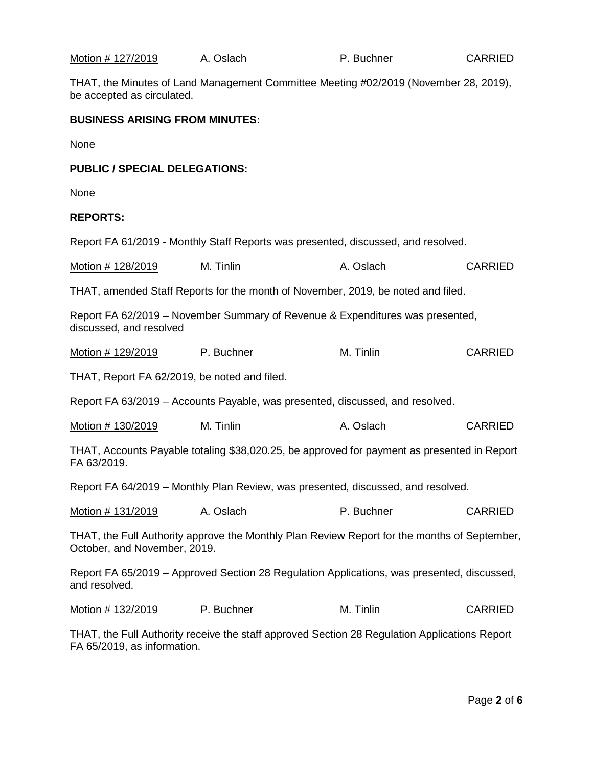<u>Motion # 127/2019</u> A. Oslach P. Buchner CARRIED

THAT, the Minutes of Land Management Committee Meeting #02/2019 (November 28, 2019), be accepted as circulated.

**BUSINESS ARISING FROM MINUTES:**

None

**PUBLIC / SPECIAL DELEGATIONS:**

None

**REPORTS:**

Report FA 61/2019 - Monthly Staff Reports was presented, discussed, and resolved.

<u>Motion # 128/2019</u> M. Tinlin A. Oslach CARRIED

THAT, amended Staff Reports for the month of November, 2019, be noted and filed.

Report FA 62/2019 – November Summary of Revenue & Expenditures was presented, discussed, and resolved

<u>Motion # 129/2019</u> P. Buchner M. Tinlin CARRIED

THAT, Report FA 62/2019, be noted and filed.

Report FA 63/2019 – Accounts Payable, was presented, discussed, and resolved.

<u>Motion # 130/2019</u> M. Tinlin A. Oslach CARRIED

THAT, Accounts Payable totaling $38,020.25, be approved for payment as presented in Report FA 63/2019.

Report FA 64/2019 – Monthly Plan Review, was presented, discussed, and resolved.

<u>Motion # 131/2019</u> A. Oslach P. Buchner CARRIED

THAT, the Full Authority approve the Monthly Plan Review Report for the months of September, October, and November, 2019.

Report FA 65/2019 – Approved Section 28 Regulation Applications, was presented, discussed, and resolved.

<u>Motion # 132/2019</u> P. Buchner M. Tinlin CARRIED

THAT, the Full Authority receive the staff approved Section 28 Regulation Applications Report FA 65/2019, as information.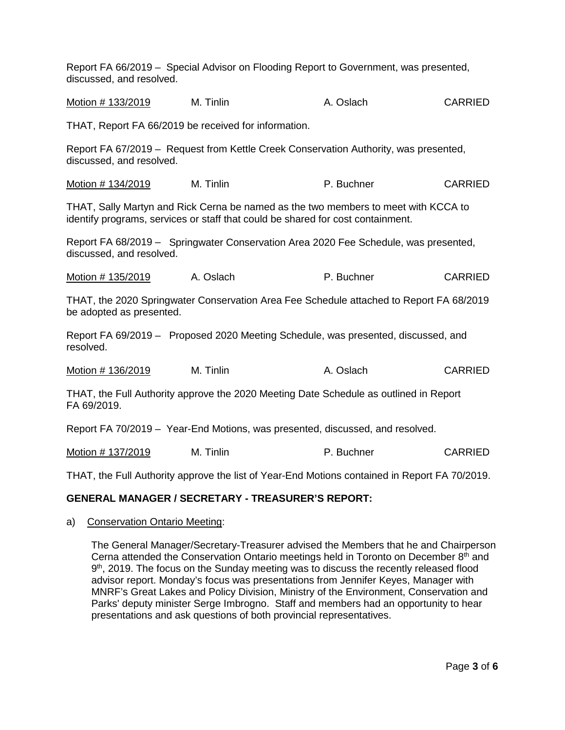Report FA 66/2019 – Special Advisor on Flooding Report to Government, was presented, discussed, and resolved.

<u>Motion # 133/2019</u> M. Tinlin A. Oslach CARRIED

THAT, Report FA 66/2019 be received for information.

Report FA 67/2019 – Request from Kettle Creek Conservation Authority, was presented, discussed, and resolved.

<u>Motion # 134/2019</u> M. Tinlin P. Buchner CARRIED

THAT, Sally Martyn and Rick Cerna be named as the two members to meet with KCCA to identify programs, services or staff that could be shared for cost containment.

Report FA 68/2019 – Springwater Conservation Area 2020 Fee Schedule, was presented, discussed, and resolved.

<u>Motion # 135/2019</u> A. Oslach P. Buchner CARRIED

THAT, the 2020 Springwater Conservation Area Fee Schedule attached to Report FA 68/2019 be adopted as presented.

Report FA 69/2019 – Proposed 2020 Meeting Schedule, was presented, discussed, and resolved.

<u>Motion # 136/2019</u> M. Tinlin A. Oslach CARRIED

THAT, the Full Authority approve the 2020 Meeting Date Schedule as outlined in Report FA 69/2019.

Report FA 70/2019 – Year-End Motions, was presented, discussed, and resolved.

<u>Motion # 137/2019</u> M. Tinlin P. Buchner CARRIED

THAT, the Full Authority approve the list of Year-End Motions contained in Report FA 70/2019.

**GENERAL MANAGER / SECRETARY - TREASURER'S REPORT:**

a) <u>Conservation Ontario Meeting</u>:

The General Manager/Secretary-Treasurer advised the Members that he and Chairperson Cerna attended the Conservation Ontario meetings held in Toronto on December 8th and 9th, 2019. The focus on the Sunday meeting was to discuss the recently released flood advisor report. Monday's focus was presentations from Jennifer Keyes, Manager with MNRF's Great Lakes and Policy Division, Ministry of the Environment, Conservation and Parks' deputy minister Serge Imbrogno. Staff and members had an opportunity to hear presentations and ask questions of both provincial representatives.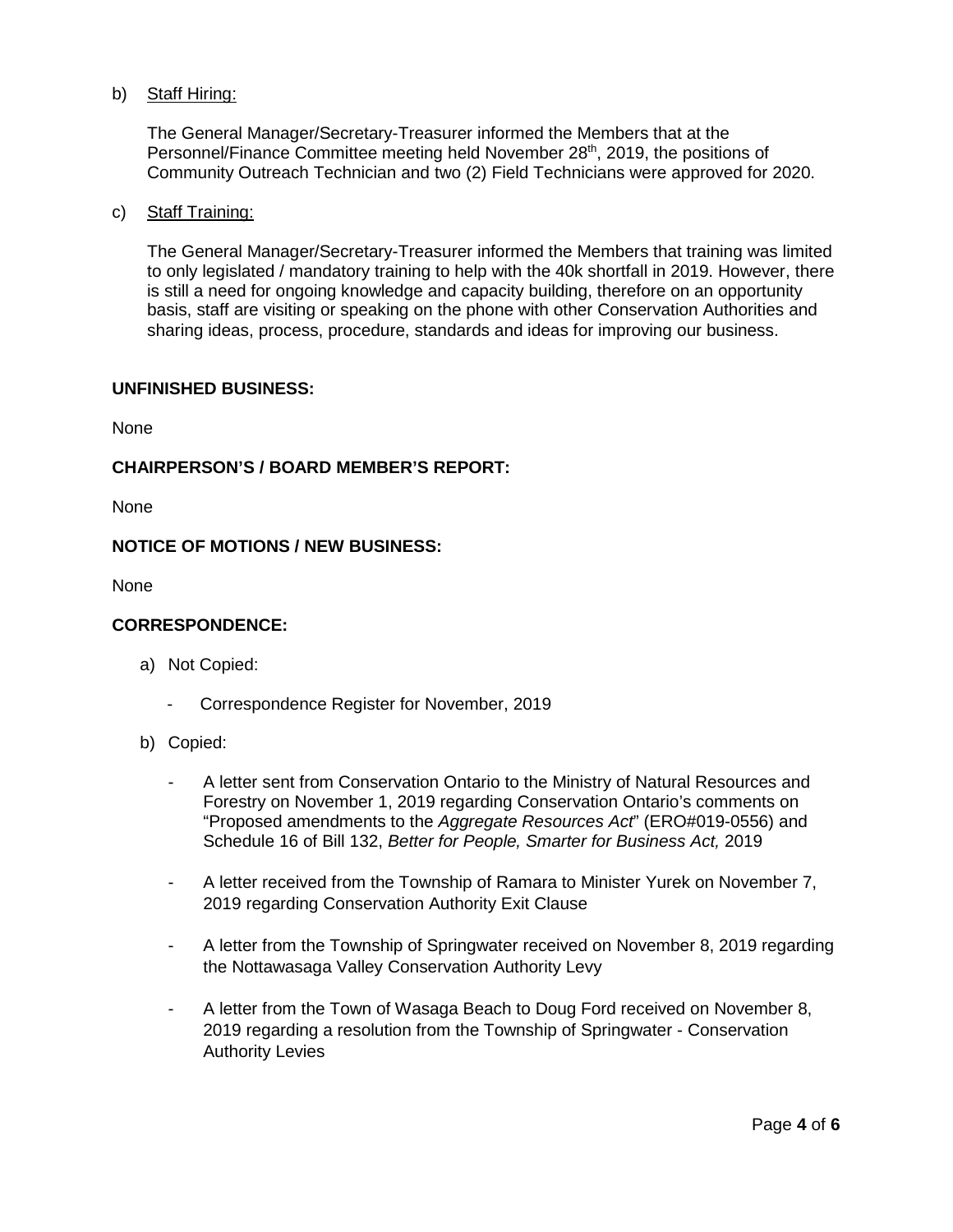b) Staff Hiring:

The General Manager/Secretary-Treasurer informed the Members that at the Personnel/Finance Committee meeting held November 28th, 2019, the positions of Community Outreach Technician and two (2) Field Technicians were approved for 2020.

c) Staff Training:

The General Manager/Secretary-Treasurer informed the Members that training was limited to only legislated / mandatory training to help with the 40k shortfall in 2019. However, there is still a need for ongoing knowledge and capacity building, therefore on an opportunity basis, staff are visiting or speaking on the phone with other Conservation Authorities and sharing ideas, process, procedure, standards and ideas for improving our business.

**UNFINISHED BUSINESS:**

None

**CHAIRPERSON'S / BOARD MEMBER'S REPORT:**

None

**NOTICE OF MOTIONS / NEW BUSINESS:**

None

**CORRESPONDENCE:**

a) Not Copied:

- Correspondence Register for November, 2019

b) Copied:

- A letter sent from Conservation Ontario to the Ministry of Natural Resources and Forestry on November 1, 2019 regarding Conservation Ontario's comments on "Proposed amendments to the *Aggregate Resources Act*" (ERO#019-0556) and Schedule 16 of Bill 132, *Better for People, Smarter for Business Act,* 2019
- A letter received from the Township of Ramara to Minister Yurek on November 7, 2019 regarding Conservation Authority Exit Clause
- A letter from the Township of Springwater received on November 8, 2019 regarding the Nottawasaga Valley Conservation Authority Levy
- A letter from the Town of Wasaga Beach to Doug Ford received on November 8, 2019 regarding a resolution from the Township of Springwater - Conservation Authority Levies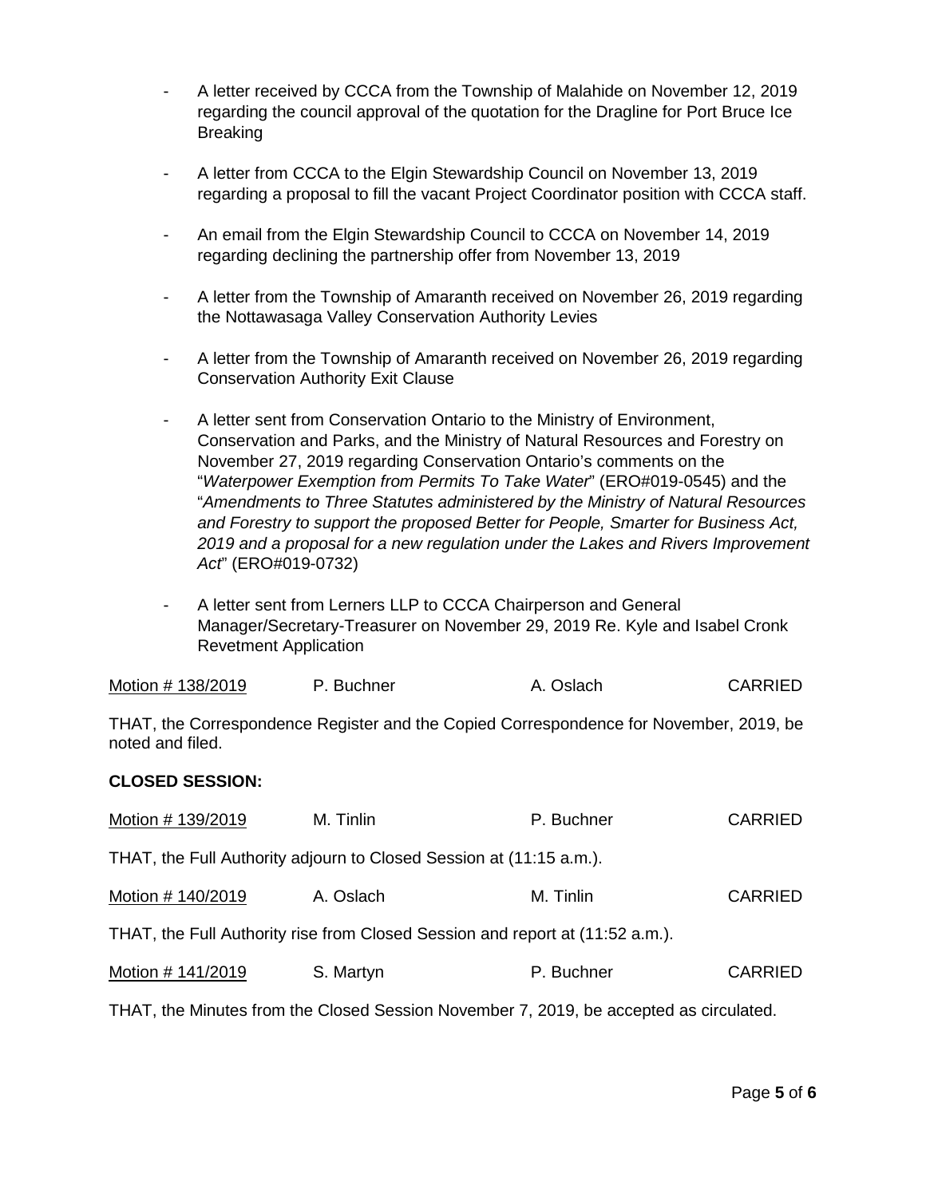- A letter received by CCCA from the Township of Malahide on November 12, 2019 regarding the council approval of the quotation for the Dragline for Port Bruce Ice Breaking

- A letter from CCCA to the Elgin Stewardship Council on November 13, 2019 regarding a proposal to fill the vacant Project Coordinator position with CCCA staff.

- An email from the Elgin Stewardship Council to CCCA on November 14, 2019 regarding declining the partnership offer from November 13, 2019

- A letter from the Township of Amaranth received on November 26, 2019 regarding the Nottawasaga Valley Conservation Authority Levies

- A letter from the Township of Amaranth received on November 26, 2019 regarding Conservation Authority Exit Clause

- A letter sent from Conservation Ontario to the Ministry of Environment, Conservation and Parks, and the Ministry of Natural Resources and Forestry on November 27, 2019 regarding Conservation Ontario's comments on the "*Waterpower Exemption from Permits To Take Water*" (ERO#019-0545) and the "*Amendments to Three Statutes administered by the Ministry of Natural Resources and Forestry to support the proposed Better for People, Smarter for Business Act, 2019 and a proposal for a new regulation under the Lakes and Rivers Improvement Act*" (ERO#019-0732)

- A letter sent from Lerners LLP to CCCA Chairperson and General Manager/Secretary-Treasurer on November 29, 2019 Re. Kyle and Isabel Cronk Revetment Application

Motion # 138/2019 P. Buchner A. Oslach CARRIED

THAT, the Correspondence Register and the Copied Correspondence for November, 2019, be noted and filed.

**CLOSED SESSION:**

Motion # 139/2019 M. Tinlin P. Buchner CARRIED

THAT, the Full Authority adjourn to Closed Session at (11:15 a.m.).

Motion # 140/2019 A. Oslach M. Tinlin CARRIED

THAT, the Full Authority rise from Closed Session and report at (11:52 a.m.).

Motion # 141/2019 S. Martyn P. Buchner CARRIED

THAT, the Minutes from the Closed Session November 7, 2019, be accepted as circulated.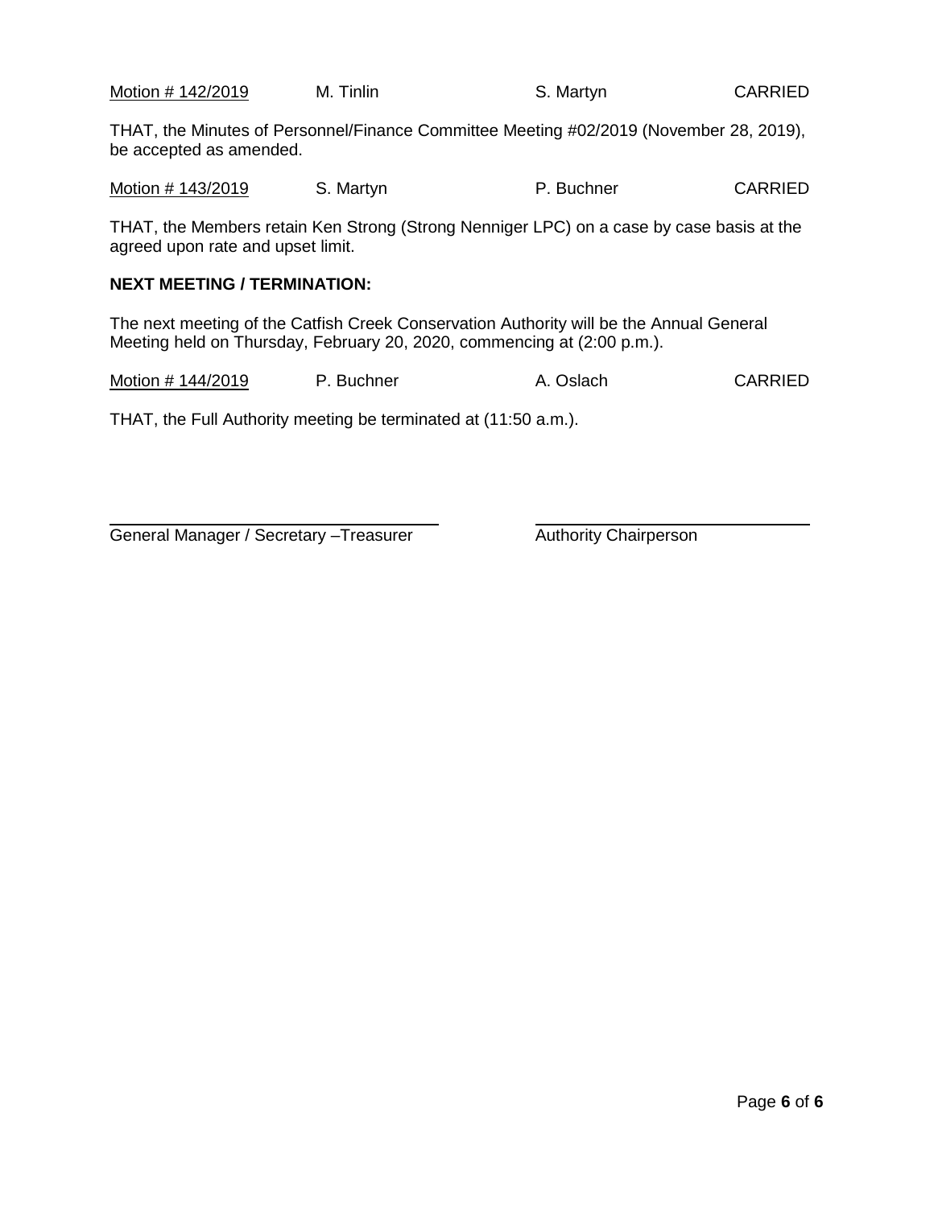Motion # 142/2019 M. Tinlin S. Martyn CARRIED

THAT, the Minutes of Personnel/Finance Committee Meeting #02/2019 (November 28, 2019), be accepted as amended.

Motion # 143/2019 S. Martyn P. Buchner CARRIED

THAT, the Members retain Ken Strong (Strong Nenniger LPC) on a case by case basis at the agreed upon rate and upset limit.

**NEXT MEETING / TERMINATION:**

The next meeting of the Catfish Creek Conservation Authority will be the Annual General Meeting held on Thursday, February 20, 2020, commencing at (2:00 p.m.).

Motion # 144/2019 P. Buchner A. Oslach CARRIED

THAT, the Full Authority meeting be terminated at (11:50 a.m.).

General Manager / Secretary –Treasurer

Authority Chairperson